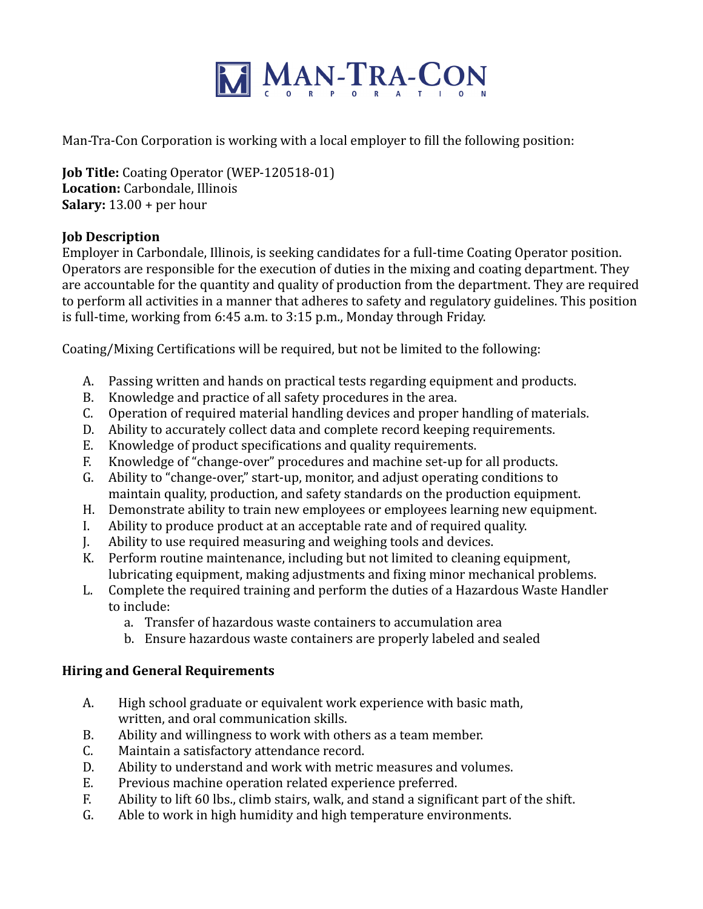# MAN-TRA-CON CORPORATION

Man-Tra-Con Corporation is working with a local employer to fill the following position:

**Job Title:** Coating Operator (WEP-120518-01)
**Location:** Carbondale, Illinois
**Salary:** 13.00 + per hour

**Job Description**
Employer in Carbondale, Illinois, is seeking candidates for a full-time Coating Operator position. Operators are responsible for the execution of duties in the mixing and coating department. They are accountable for the quantity and quality of production from the department. They are required to perform all activities in a manner that adheres to safety and regulatory guidelines. This position is full-time, working from 6:45 a.m. to 3:15 p.m., Monday through Friday.

Coating/Mixing Certifications will be required, but not be limited to the following:

A. Passing written and hands on practical tests regarding equipment and products.
B. Knowledge and practice of all safety procedures in the area.
C. Operation of required material handling devices and proper handling of materials.
D. Ability to accurately collect data and complete record keeping requirements.
E. Knowledge of product specifications and quality requirements.
F. Knowledge of "change-over" procedures and machine set-up for all products.
G. Ability to "change-over," start-up, monitor, and adjust operating conditions to maintain quality, production, and safety standards on the production equipment.
H. Demonstrate ability to train new employees or employees learning new equipment.
I. Ability to produce product at an acceptable rate and of required quality.
J. Ability to use required measuring and weighing tools and devices.
K. Perform routine maintenance, including but not limited to cleaning equipment, lubricating equipment, making adjustments and fixing minor mechanical problems.
L. Complete the required training and perform the duties of a Hazardous Waste Handler to include:
   a. Transfer of hazardous waste containers to accumulation area
   b. Ensure hazardous waste containers are properly labeled and sealed

**Hiring and General Requirements**

A. High school graduate or equivalent work experience with basic math, written, and oral communication skills.
B. Ability and willingness to work with others as a team member.
C. Maintain a satisfactory attendance record.
D. Ability to understand and work with metric measures and volumes.
E. Previous machine operation related experience preferred.
F. Ability to lift 60 lbs., climb stairs, walk, and stand a significant part of the shift.
G. Able to work in high humidity and high temperature environments.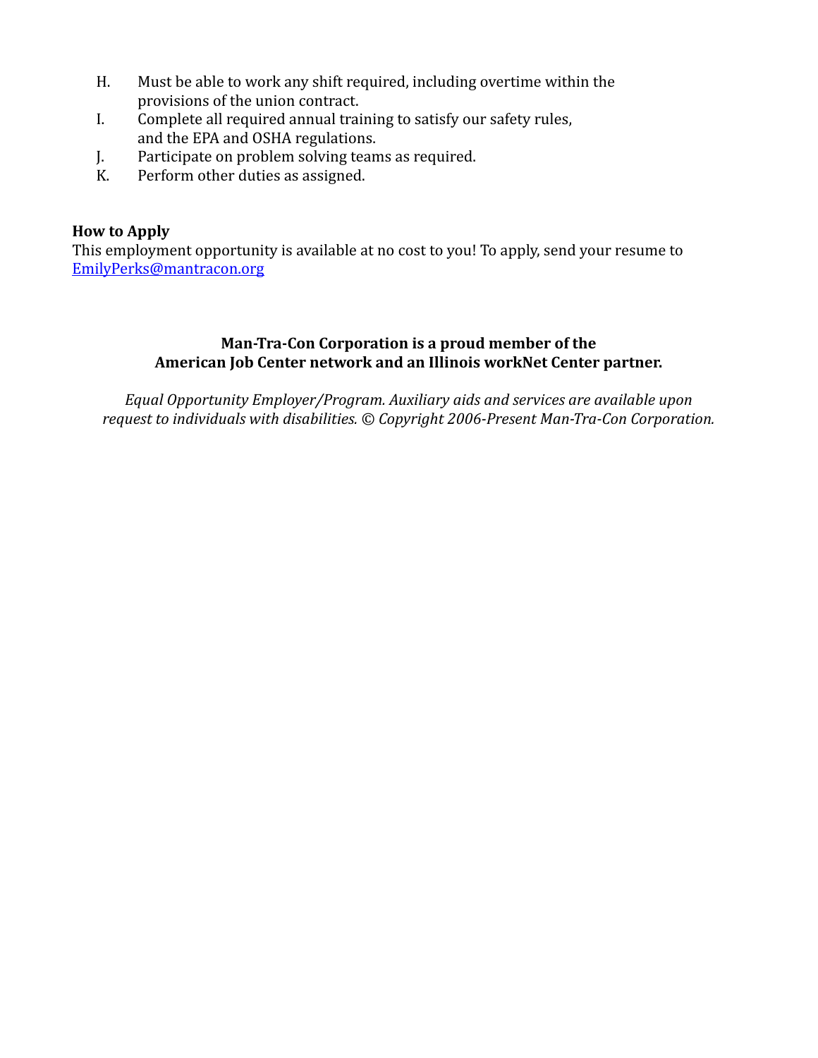H. Must be able to work any shift required, including overtime within the provisions of the union contract.
I. Complete all required annual training to satisfy our safety rules, and the EPA and OSHA regulations.
J. Participate on problem solving teams as required.
K. Perform other duties as assigned.

**How to Apply**
This employment opportunity is available at no cost to you! To apply, send your resume to [EmilyPerks@mantracon.org](mailto:EmilyPerks@mantracon.org)

**Man-Tra-Con Corporation is a proud member of the American Job Center network and an Illinois workNet Center partner.**

*Equal Opportunity Employer/Program. Auxiliary aids and services are available upon request to individuals with disabilities. © Copyright 2006-Present Man-Tra-Con Corporation.*